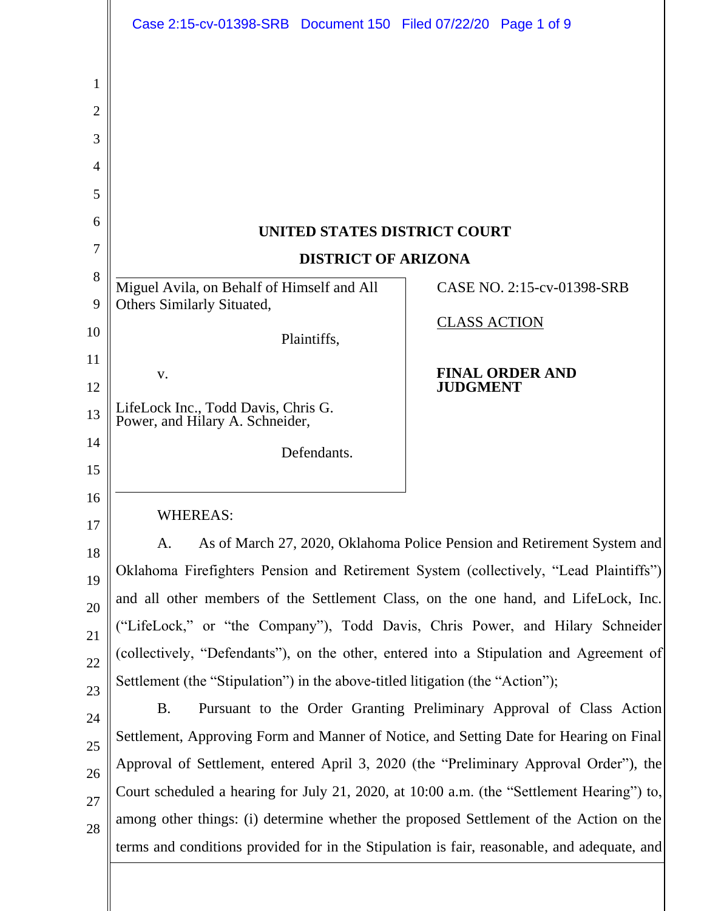**UNITED STATES DISTRICT COURT**

**DISTRICT OF ARIZONA**

Miguel Avila, on Behalf of Himself and All Others Similarly Situated,

Plaintiffs,

v.

LifeLock Inc., Todd Davis, Chris G. Power, and Hilary A. Schneider,

Defendants.

CASE NO. 2:15-cv-01398-SRB

CLASS ACTION

**FINAL ORDER AND JUDGMENT**

WHEREAS:

A. As of March 27, 2020, Oklahoma Police Pension and Retirement System and Oklahoma Firefighters Pension and Retirement System (collectively, "Lead Plaintiffs") and all other members of the Settlement Class, on the one hand, and LifeLock, Inc. ("LifeLock," or "the Company"), Todd Davis, Chris Power, and Hilary Schneider (collectively, "Defendants"), on the other, entered into a Stipulation and Agreement of Settlement (the "Stipulation") in the above-titled litigation (the "Action");

B. Pursuant to the Order Granting Preliminary Approval of Class Action Settlement, Approving Form and Manner of Notice, and Setting Date for Hearing on Final Approval of Settlement, entered April 3, 2020 (the "Preliminary Approval Order"), the Court scheduled a hearing for July 21, 2020, at 10:00 a.m. (the "Settlement Hearing") to, among other things: (i) determine whether the proposed Settlement of the Action on the terms and conditions provided for in the Stipulation is fair, reasonable, and adequate, and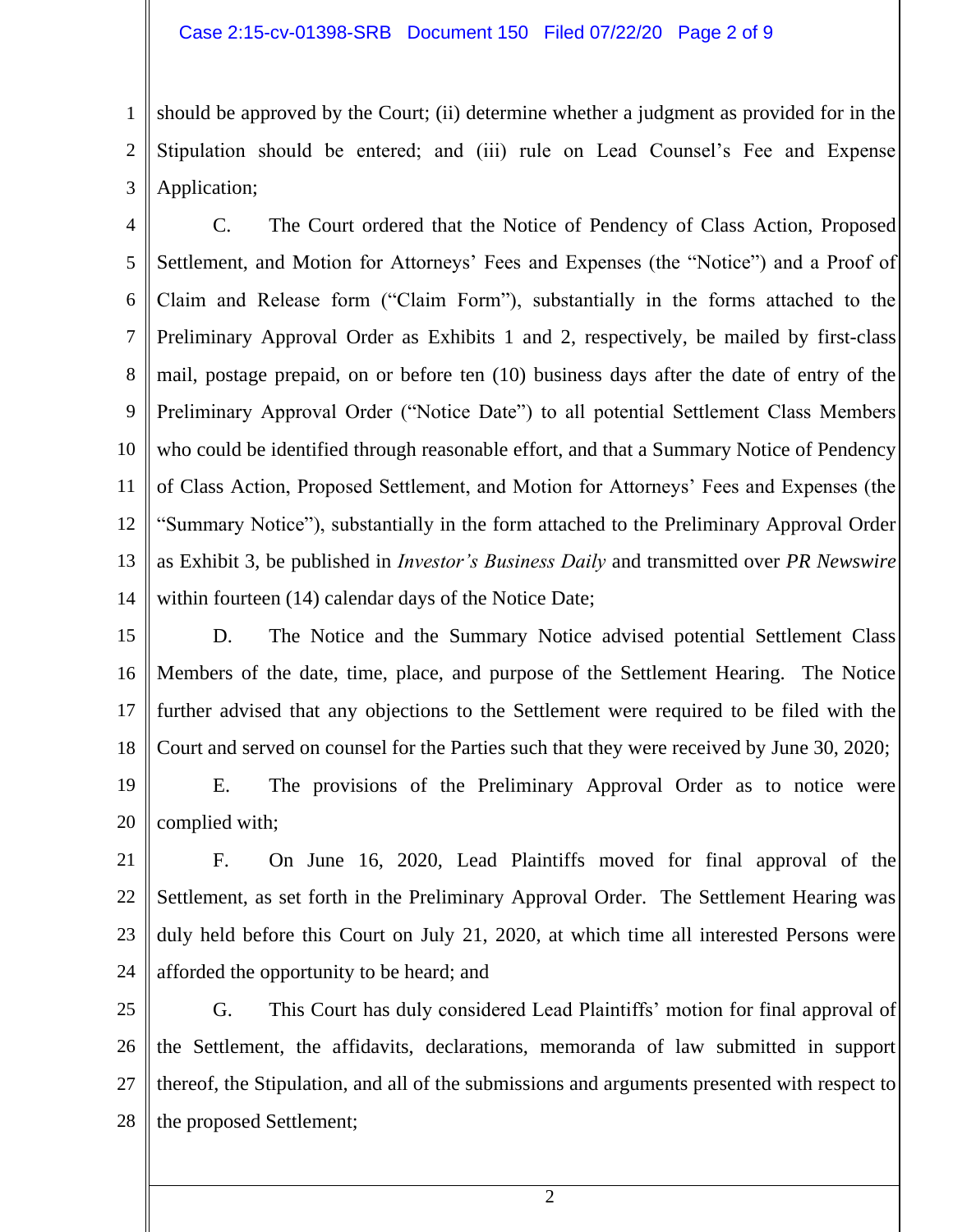should be approved by the Court; (ii) determine whether a judgment as provided for in the Stipulation should be entered; and (iii) rule on Lead Counsel's Fee and Expense Application;

C. The Court ordered that the Notice of Pendency of Class Action, Proposed Settlement, and Motion for Attorneys' Fees and Expenses (the "Notice") and a Proof of Claim and Release form ("Claim Form"), substantially in the forms attached to the Preliminary Approval Order as Exhibits 1 and 2, respectively, be mailed by first-class mail, postage prepaid, on or before ten (10) business days after the date of entry of the Preliminary Approval Order ("Notice Date") to all potential Settlement Class Members who could be identified through reasonable effort, and that a Summary Notice of Pendency of Class Action, Proposed Settlement, and Motion for Attorneys' Fees and Expenses (the "Summary Notice"), substantially in the form attached to the Preliminary Approval Order as Exhibit 3, be published in *Investor's Business Daily* and transmitted over *PR Newswire* within fourteen (14) calendar days of the Notice Date;

D. The Notice and the Summary Notice advised potential Settlement Class Members of the date, time, place, and purpose of the Settlement Hearing. The Notice further advised that any objections to the Settlement were required to be filed with the Court and served on counsel for the Parties such that they were received by June 30, 2020;

E. The provisions of the Preliminary Approval Order as to notice were complied with;

F. On June 16, 2020, Lead Plaintiffs moved for final approval of the Settlement, as set forth in the Preliminary Approval Order. The Settlement Hearing was duly held before this Court on July 21, 2020, at which time all interested Persons were afforded the opportunity to be heard; and

G. This Court has duly considered Lead Plaintiffs' motion for final approval of the Settlement, the affidavits, declarations, memoranda of law submitted in support thereof, the Stipulation, and all of the submissions and arguments presented with respect to the proposed Settlement;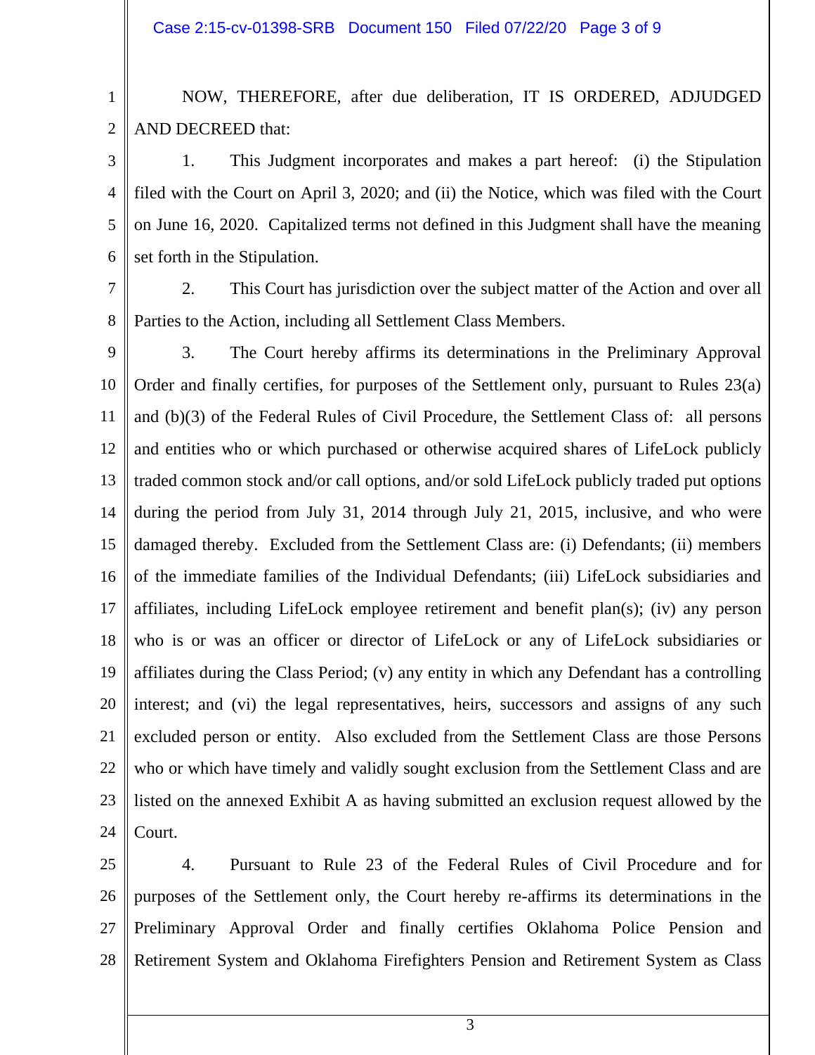NOW, THEREFORE, after due deliberation, IT IS ORDERED, ADJUDGED AND DECREED that:

1. This Judgment incorporates and makes a part hereof: (i) the Stipulation filed with the Court on April 3, 2020; and (ii) the Notice, which was filed with the Court on June 16, 2020. Capitalized terms not defined in this Judgment shall have the meaning set forth in the Stipulation.

2. This Court has jurisdiction over the subject matter of the Action and over all Parties to the Action, including all Settlement Class Members.

3. The Court hereby affirms its determinations in the Preliminary Approval Order and finally certifies, for purposes of the Settlement only, pursuant to Rules 23(a) and (b)(3) of the Federal Rules of Civil Procedure, the Settlement Class of: all persons and entities who or which purchased or otherwise acquired shares of LifeLock publicly traded common stock and/or call options, and/or sold LifeLock publicly traded put options during the period from July 31, 2014 through July 21, 2015, inclusive, and who were damaged thereby. Excluded from the Settlement Class are: (i) Defendants; (ii) members of the immediate families of the Individual Defendants; (iii) LifeLock subsidiaries and affiliates, including LifeLock employee retirement and benefit plan(s); (iv) any person who is or was an officer or director of LifeLock or any of LifeLock subsidiaries or affiliates during the Class Period; (v) any entity in which any Defendant has a controlling interest; and (vi) the legal representatives, heirs, successors and assigns of any such excluded person or entity. Also excluded from the Settlement Class are those Persons who or which have timely and validly sought exclusion from the Settlement Class and are listed on the annexed Exhibit A as having submitted an exclusion request allowed by the Court.

4. Pursuant to Rule 23 of the Federal Rules of Civil Procedure and for purposes of the Settlement only, the Court hereby re-affirms its determinations in the Preliminary Approval Order and finally certifies Oklahoma Police Pension and Retirement System and Oklahoma Firefighters Pension and Retirement System as Class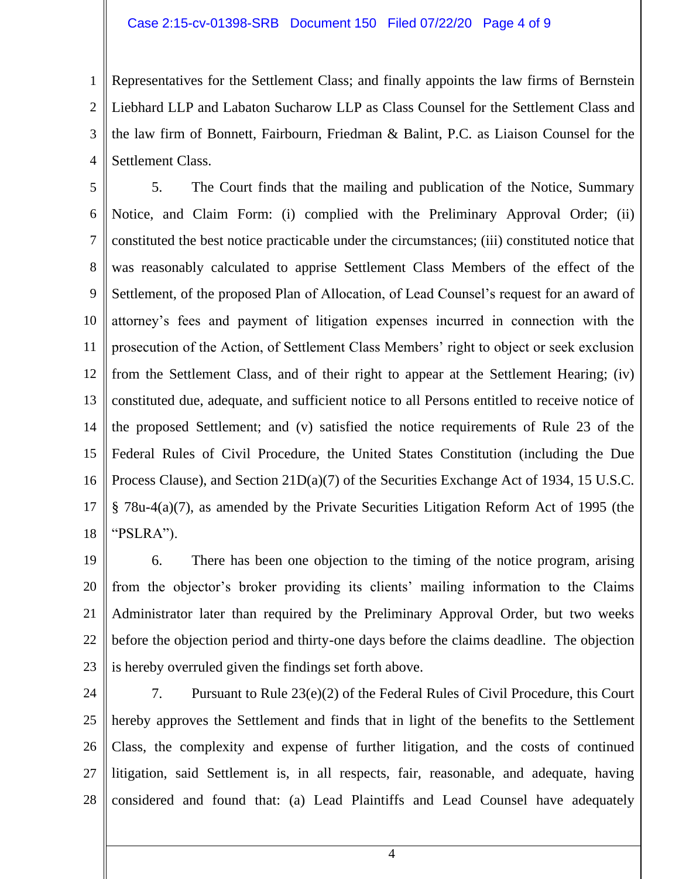Representatives for the Settlement Class; and finally appoints the law firms of Bernstein Liebhard LLP and Labaton Sucharow LLP as Class Counsel for the Settlement Class and the law firm of Bonnett, Fairbourn, Friedman & Balint, P.C. as Liaison Counsel for the Settlement Class.

5. The Court finds that the mailing and publication of the Notice, Summary Notice, and Claim Form: (i) complied with the Preliminary Approval Order; (ii) constituted the best notice practicable under the circumstances; (iii) constituted notice that was reasonably calculated to apprise Settlement Class Members of the effect of the Settlement, of the proposed Plan of Allocation, of Lead Counsel's request for an award of attorney's fees and payment of litigation expenses incurred in connection with the prosecution of the Action, of Settlement Class Members' right to object or seek exclusion from the Settlement Class, and of their right to appear at the Settlement Hearing; (iv) constituted due, adequate, and sufficient notice to all Persons entitled to receive notice of the proposed Settlement; and (v) satisfied the notice requirements of Rule 23 of the Federal Rules of Civil Procedure, the United States Constitution (including the Due Process Clause), and Section 21D(a)(7) of the Securities Exchange Act of 1934, 15 U.S.C. § 78u-4(a)(7), as amended by the Private Securities Litigation Reform Act of 1995 (the "PSLRA").

6. There has been one objection to the timing of the notice program, arising from the objector's broker providing its clients' mailing information to the Claims Administrator later than required by the Preliminary Approval Order, but two weeks before the objection period and thirty-one days before the claims deadline. The objection is hereby overruled given the findings set forth above.

7. Pursuant to Rule 23(e)(2) of the Federal Rules of Civil Procedure, this Court hereby approves the Settlement and finds that in light of the benefits to the Settlement Class, the complexity and expense of further litigation, and the costs of continued litigation, said Settlement is, in all respects, fair, reasonable, and adequate, having considered and found that: (a) Lead Plaintiffs and Lead Counsel have adequately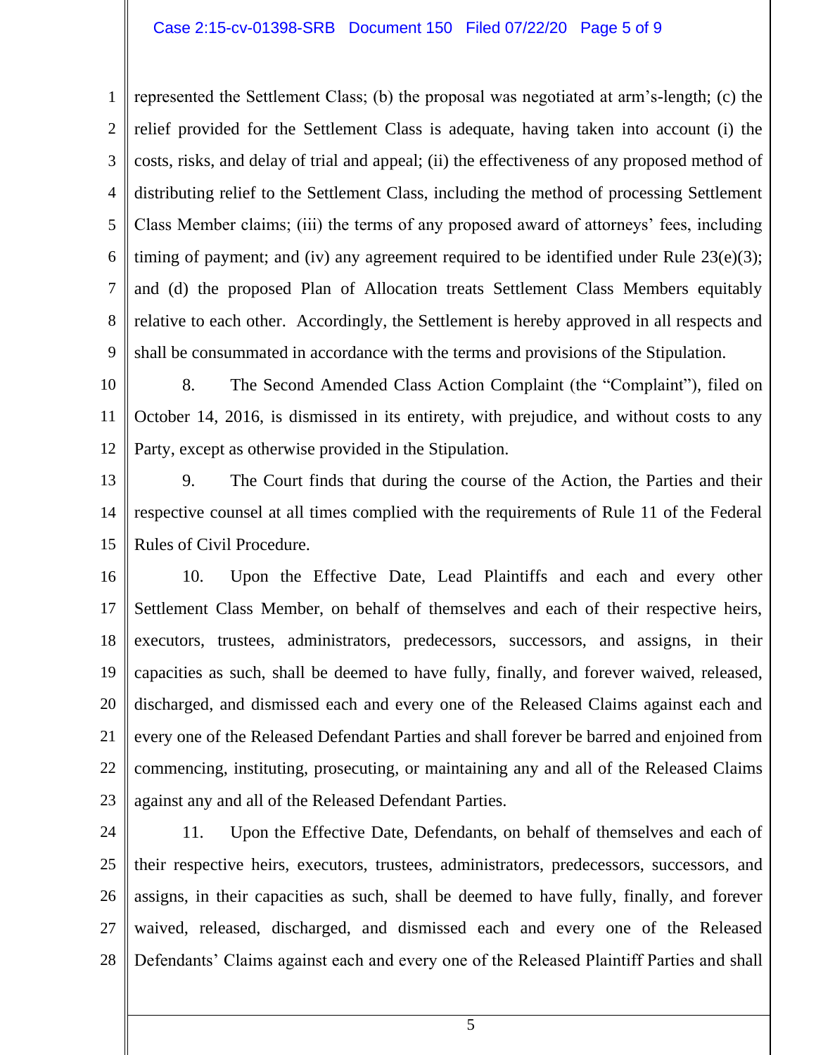represented the Settlement Class; (b) the proposal was negotiated at arm's-length; (c) the relief provided for the Settlement Class is adequate, having taken into account (i) the costs, risks, and delay of trial and appeal; (ii) the effectiveness of any proposed method of distributing relief to the Settlement Class, including the method of processing Settlement Class Member claims; (iii) the terms of any proposed award of attorneys' fees, including timing of payment; and (iv) any agreement required to be identified under Rule 23(e)(3); and (d) the proposed Plan of Allocation treats Settlement Class Members equitably relative to each other. Accordingly, the Settlement is hereby approved in all respects and shall be consummated in accordance with the terms and provisions of the Stipulation.

8. The Second Amended Class Action Complaint (the "Complaint"), filed on October 14, 2016, is dismissed in its entirety, with prejudice, and without costs to any Party, except as otherwise provided in the Stipulation.

9. The Court finds that during the course of the Action, the Parties and their respective counsel at all times complied with the requirements of Rule 11 of the Federal Rules of Civil Procedure.

10. Upon the Effective Date, Lead Plaintiffs and each and every other Settlement Class Member, on behalf of themselves and each of their respective heirs, executors, trustees, administrators, predecessors, successors, and assigns, in their capacities as such, shall be deemed to have fully, finally, and forever waived, released, discharged, and dismissed each and every one of the Released Claims against each and every one of the Released Defendant Parties and shall forever be barred and enjoined from commencing, instituting, prosecuting, or maintaining any and all of the Released Claims against any and all of the Released Defendant Parties.

11. Upon the Effective Date, Defendants, on behalf of themselves and each of their respective heirs, executors, trustees, administrators, predecessors, successors, and assigns, in their capacities as such, shall be deemed to have fully, finally, and forever waived, released, discharged, and dismissed each and every one of the Released Defendants' Claims against each and every one of the Released Plaintiff Parties and shall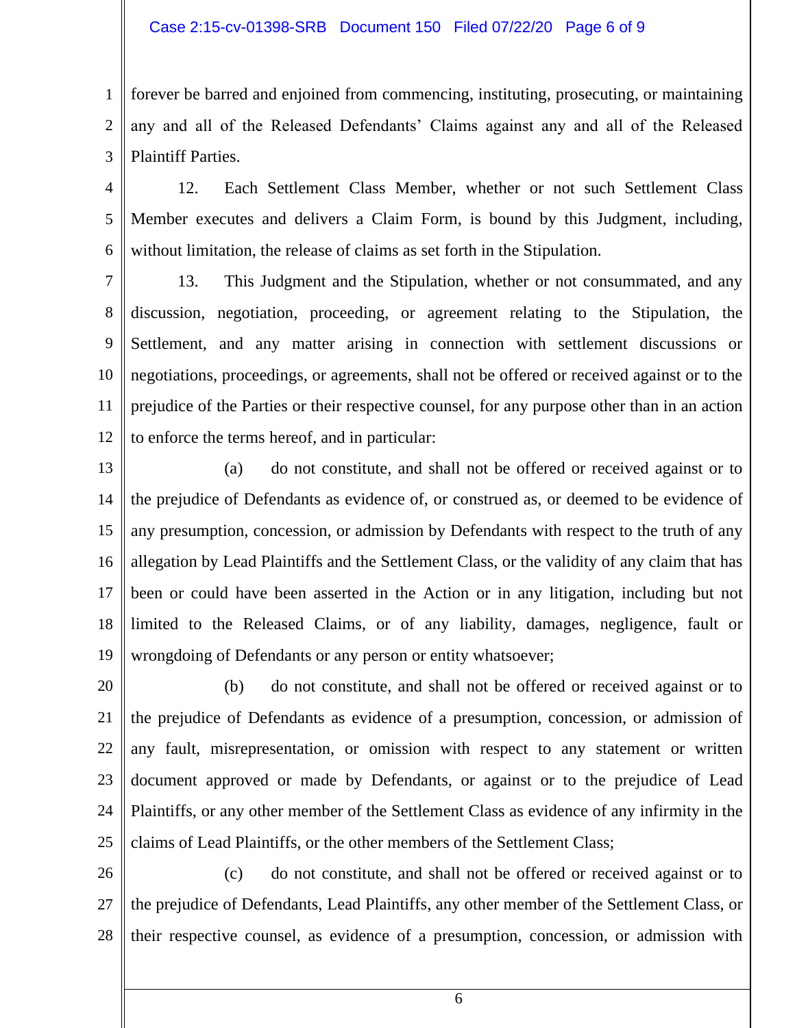forever be barred and enjoined from commencing, instituting, prosecuting, or maintaining any and all of the Released Defendants' Claims against any and all of the Released Plaintiff Parties.

12. Each Settlement Class Member, whether or not such Settlement Class Member executes and delivers a Claim Form, is bound by this Judgment, including, without limitation, the release of claims as set forth in the Stipulation.

13. This Judgment and the Stipulation, whether or not consummated, and any discussion, negotiation, proceeding, or agreement relating to the Stipulation, the Settlement, and any matter arising in connection with settlement discussions or negotiations, proceedings, or agreements, shall not be offered or received against or to the prejudice of the Parties or their respective counsel, for any purpose other than in an action to enforce the terms hereof, and in particular:

(a) do not constitute, and shall not be offered or received against or to the prejudice of Defendants as evidence of, or construed as, or deemed to be evidence of any presumption, concession, or admission by Defendants with respect to the truth of any allegation by Lead Plaintiffs and the Settlement Class, or the validity of any claim that has been or could have been asserted in the Action or in any litigation, including but not limited to the Released Claims, or of any liability, damages, negligence, fault or wrongdoing of Defendants or any person or entity whatsoever;

(b) do not constitute, and shall not be offered or received against or to the prejudice of Defendants as evidence of a presumption, concession, or admission of any fault, misrepresentation, or omission with respect to any statement or written document approved or made by Defendants, or against or to the prejudice of Lead Plaintiffs, or any other member of the Settlement Class as evidence of any infirmity in the claims of Lead Plaintiffs, or the other members of the Settlement Class;

(c) do not constitute, and shall not be offered or received against or to the prejudice of Defendants, Lead Plaintiffs, any other member of the Settlement Class, or their respective counsel, as evidence of a presumption, concession, or admission with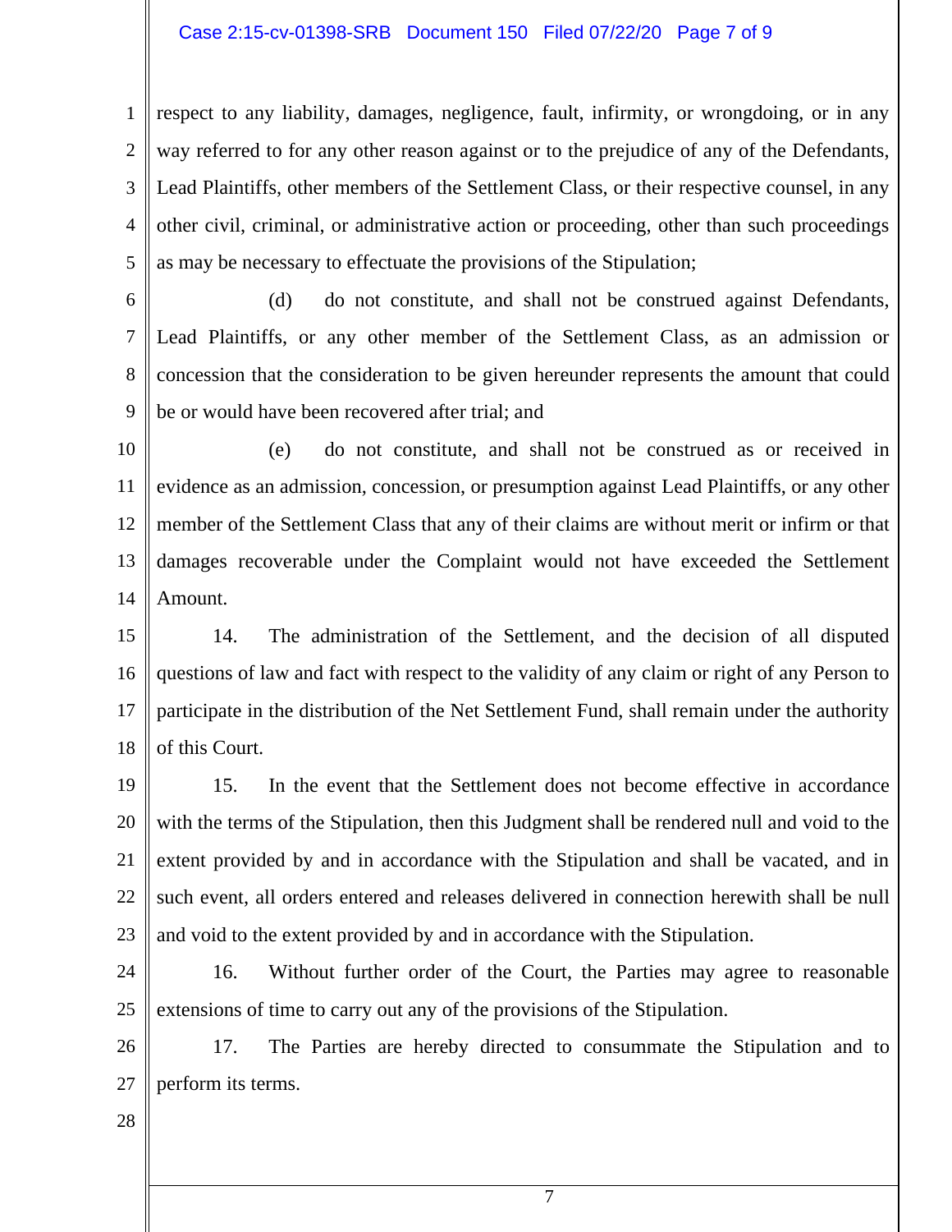respect to any liability, damages, negligence, fault, infirmity, or wrongdoing, or in any way referred to for any other reason against or to the prejudice of any of the Defendants, Lead Plaintiffs, other members of the Settlement Class, or their respective counsel, in any other civil, criminal, or administrative action or proceeding, other than such proceedings as may be necessary to effectuate the provisions of the Stipulation;

(d) do not constitute, and shall not be construed against Defendants, Lead Plaintiffs, or any other member of the Settlement Class, as an admission or concession that the consideration to be given hereunder represents the amount that could be or would have been recovered after trial; and

(e) do not constitute, and shall not be construed as or received in evidence as an admission, concession, or presumption against Lead Plaintiffs, or any other member of the Settlement Class that any of their claims are without merit or infirm or that damages recoverable under the Complaint would not have exceeded the Settlement Amount.

14. The administration of the Settlement, and the decision of all disputed questions of law and fact with respect to the validity of any claim or right of any Person to participate in the distribution of the Net Settlement Fund, shall remain under the authority of this Court.

15. In the event that the Settlement does not become effective in accordance with the terms of the Stipulation, then this Judgment shall be rendered null and void to the extent provided by and in accordance with the Stipulation and shall be vacated, and in such event, all orders entered and releases delivered in connection herewith shall be null and void to the extent provided by and in accordance with the Stipulation.

16. Without further order of the Court, the Parties may agree to reasonable extensions of time to carry out any of the provisions of the Stipulation.

17. The Parties are hereby directed to consummate the Stipulation and to perform its terms.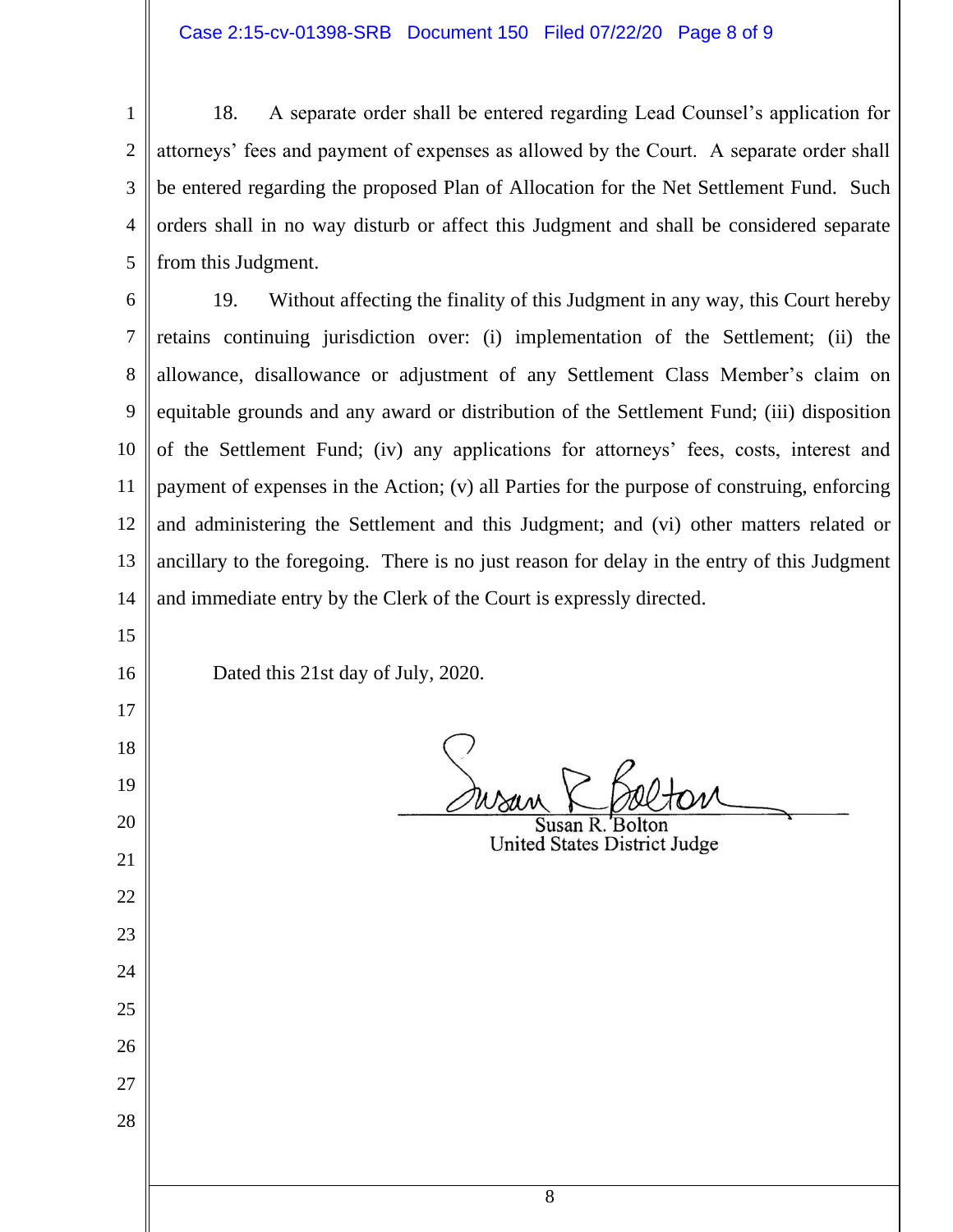18. A separate order shall be entered regarding Lead Counsel's application for attorneys' fees and payment of expenses as allowed by the Court. A separate order shall be entered regarding the proposed Plan of Allocation for the Net Settlement Fund. Such orders shall in no way disturb or affect this Judgment and shall be considered separate from this Judgment.

19. Without affecting the finality of this Judgment in any way, this Court hereby retains continuing jurisdiction over: (i) implementation of the Settlement; (ii) the allowance, disallowance or adjustment of any Settlement Class Member's claim on equitable grounds and any award or distribution of the Settlement Fund; (iii) disposition of the Settlement Fund; (iv) any applications for attorneys' fees, costs, interest and payment of expenses in the Action; (v) all Parties for the purpose of construing, enforcing and administering the Settlement and this Judgment; and (vi) other matters related or ancillary to the foregoing. There is no just reason for delay in the entry of this Judgment and immediate entry by the Clerk of the Court is expressly directed.

Dated this 21st day of July, 2020.

Susan R. Bolton
United States District Judge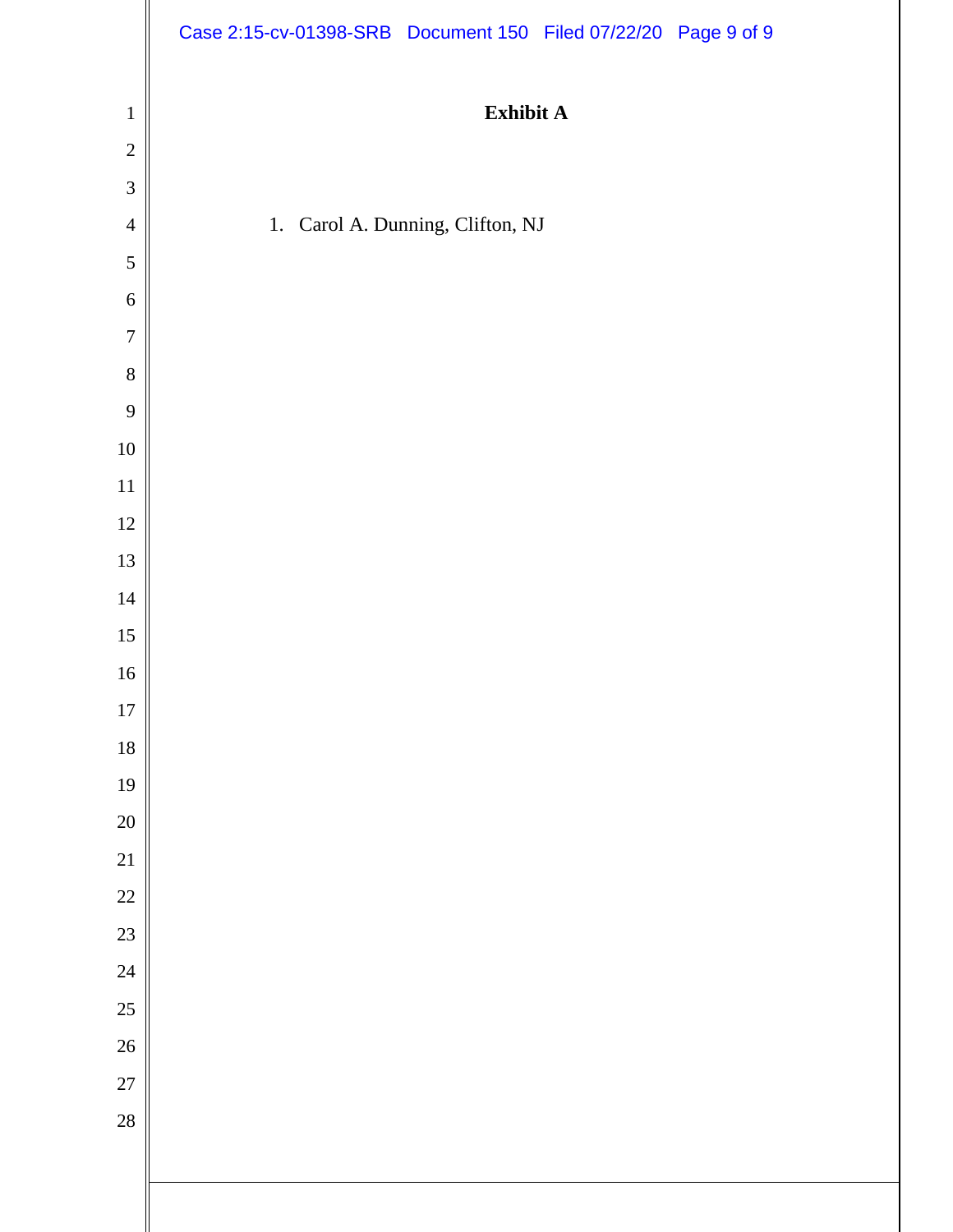**Exhibit A**

1. Carol A. Dunning, Clifton, NJ